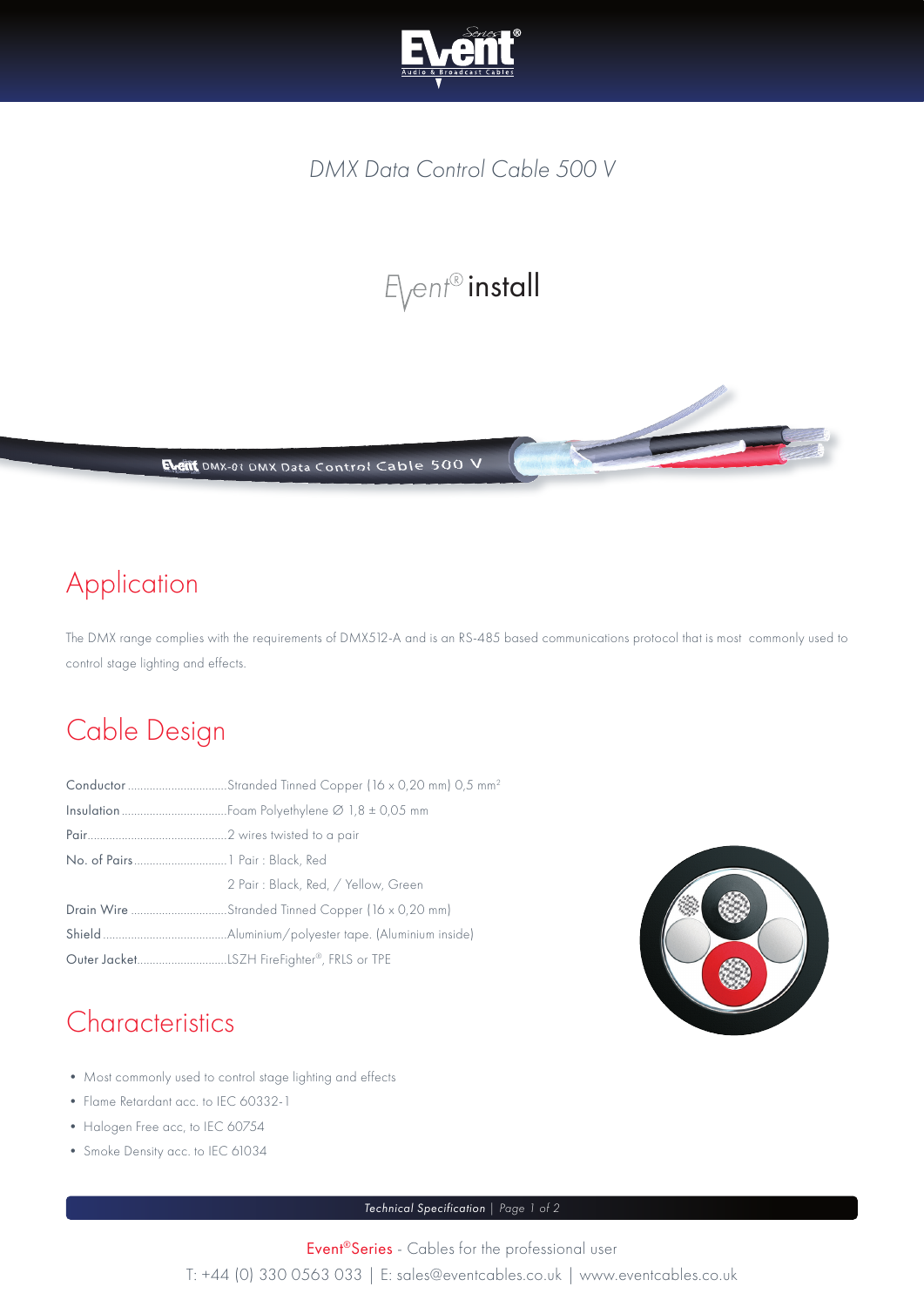# DMX Data Control Cable 500 V

Event® install

## Application

The DMX range complies with the requirements of DMX512-A and is an RS-485 based communications protocol that is most commonly used to control stage lighting and effects.

## Cable Design

| | |
|---|---|
| Conductor | Stranded Tinned Copper (16 x 0,20 mm) 0,5 mm² |
| Insulation | Foam Polyethylene ∅ 1,8 ± 0,05 mm |
| Pair | 2 wires twisted to a pair |
| No. of Pairs | 1 Pair : Black, Red |
| | 2 Pair : Black, Red, / Yellow, Green |
| Drain Wire | Stranded Tinned Copper (16 x 0,20 mm) |
| Shield | Aluminium/polyester tape. (Aluminium inside) |
| Outer Jacket | LSZH FireFighter®, FRLS or TPE |

## Characteristics

- Most commonly used to control stage lighting and effects
- Flame Retardant acc. to IEC 60332-1
- Halogen Free acc, to IEC 60754
- Smoke Density acc. to IEC 61034

Event®Series - Cables for the professional user

T: +44 (0) 330 0563 033 | E: sales@eventcables.co.uk | www.eventcables.co.uk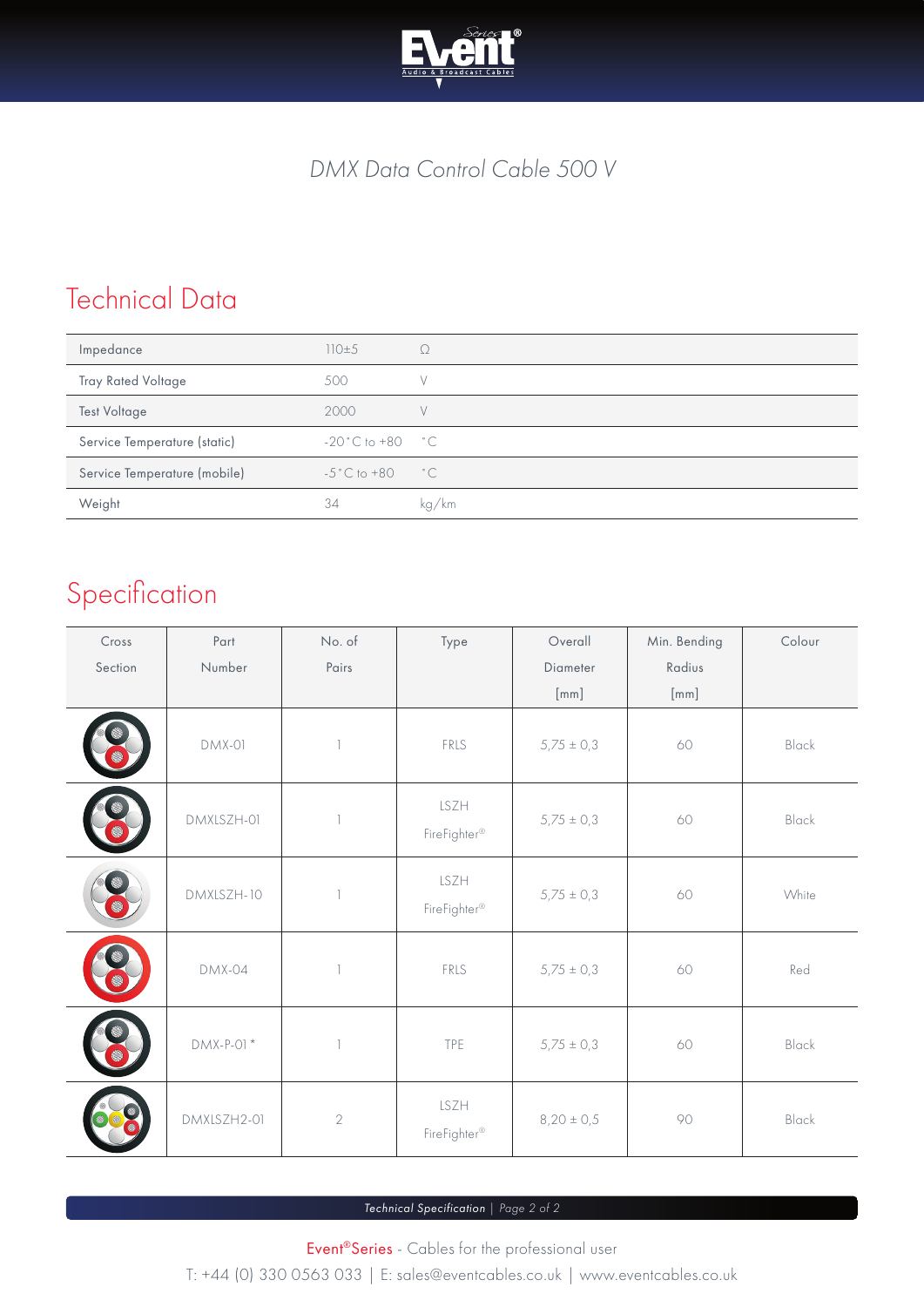DMX Data Control Cable 500 V

## Technical Data

| | | |
|---|---|---|
| Impedance | 110±5 | Ω |
| Tray Rated Voltage | 500 | V |
| Test Voltage | 2000 | V |
| Service Temperature (static) | -20 °C to +80 | °C |
| Service Temperature (mobile) | -5 °C to +80 | °C |
| Weight | 34 | kg/km |

## Specification

| Cross Section | Part Number | No. of Pairs | Type | Overall Diameter [mm] | Min. Bending Radius [mm] | Colour |
|---|---|---|---|---|---|---|
| | DMX-01 | 1 | FRLS | 5,75 ± 0,3 | 60 | Black |
| | DMXLSZH-01 | 1 | LSZH FireFighter® | 5,75 ± 0,3 | 60 | Black |
| | DMXLSZH-10 | 1 | LSZH FireFighter® | 5,75 ± 0,3 | 60 | White |
| | DMX-04 | 1 | FRLS | 5,75 ± 0,3 | 60 | Red |
| | DMX-P-01 * | 1 | TPE | 5,75 ± 0,3 | 60 | Black |
| | DMXLSZH2-01 | 2 | LSZH FireFighter® | 8,20 ± 0,5 | 90 | Black |

Event® Series - Cables for the professional user

T: +44 (0) 330 0563 033 | E: sales@eventcables.co.uk | www.eventcables.co.uk